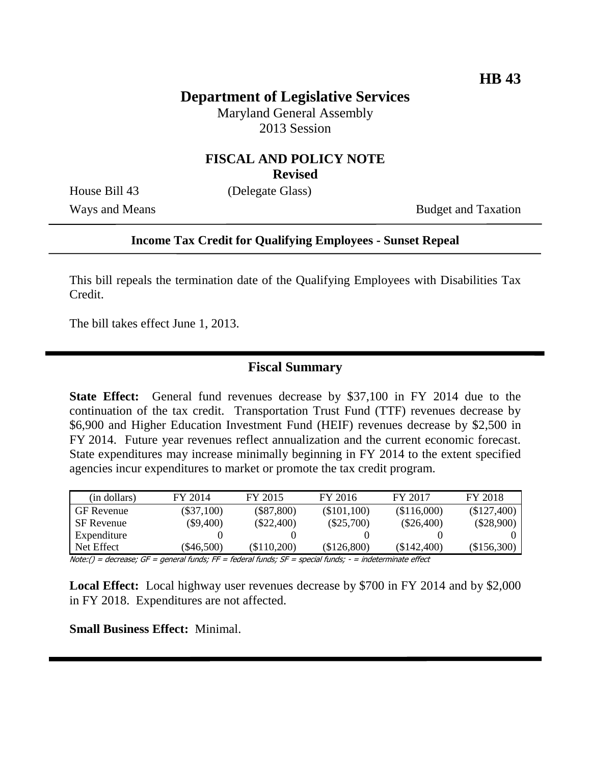**HB 43**

# Department of Legislative Services

Maryland General Assembly
2013 Session

## FISCAL AND POLICY NOTE
**Revised**

House Bill 43 (Delegate Glass)

Ways and Means Budget and Taxation

### Income Tax Credit for Qualifying Employees - Sunset Repeal

This bill repeals the termination date of the Qualifying Employees with Disabilities Tax Credit.

The bill takes effect June 1, 2013.

## Fiscal Summary

**State Effect:** General fund revenues decrease by $37,100 in FY 2014 due to the continuation of the tax credit. Transportation Trust Fund (TTF) revenues decrease by $6,900 and Higher Education Investment Fund (HEIF) revenues decrease by $2,500 in FY 2014. Future year revenues reflect annualization and the current economic forecast. State expenditures may increase minimally beginning in FY 2014 to the extent specified agencies incur expenditures to market or promote the tax credit program.

| (in dollars) | FY 2014 | FY 2015 | FY 2016 | FY 2017 | FY 2018 |
|---|---|---|---|---|---|
| GF Revenue | ($37,100) | ($87,800) | ($101,100) | ($116,000) | ($127,400) |
| SF Revenue | ($9,400) | ($22,400) | ($25,700) | ($26,400) | ($28,900) |
| Expenditure | 0 | 0 | 0 | 0 | 0 |
| Net Effect | ($46,500) | ($110,200) | ($126,800) | ($142,400) | ($156,300) |

Note:() = decrease; GF = general funds; FF = federal funds; SF = special funds; - = indeterminate effect

**Local Effect:** Local highway user revenues decrease by $700 in FY 2014 and by $2,000 in FY 2018. Expenditures are not affected.

**Small Business Effect:** Minimal.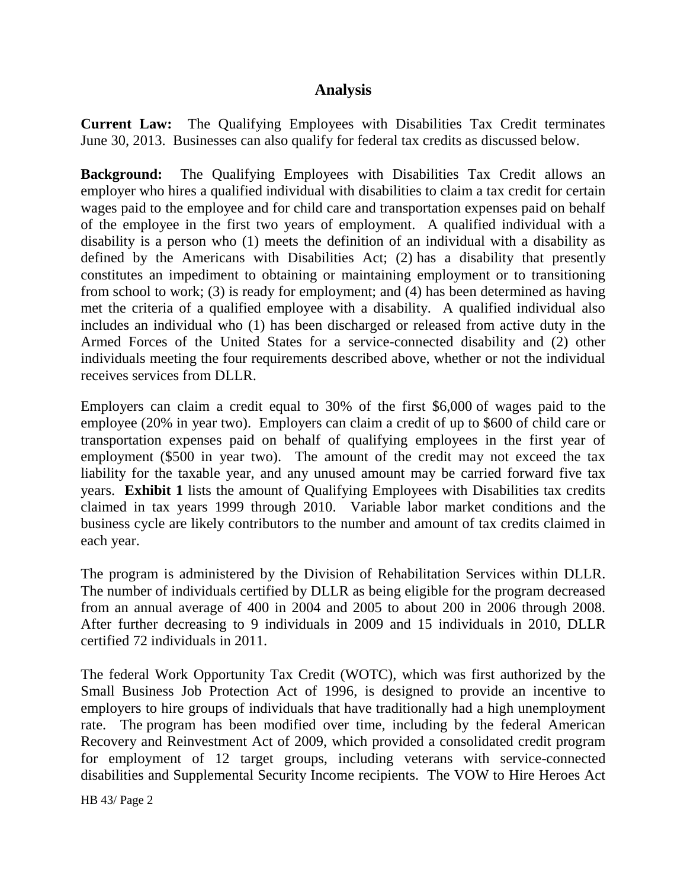## Analysis

**Current Law:** The Qualifying Employees with Disabilities Tax Credit terminates June 30, 2013. Businesses can also qualify for federal tax credits as discussed below.

**Background:** The Qualifying Employees with Disabilities Tax Credit allows an employer who hires a qualified individual with disabilities to claim a tax credit for certain wages paid to the employee and for child care and transportation expenses paid on behalf of the employee in the first two years of employment. A qualified individual with a disability is a person who (1) meets the definition of an individual with a disability as defined by the Americans with Disabilities Act; (2) has a disability that presently constitutes an impediment to obtaining or maintaining employment or to transitioning from school to work; (3) is ready for employment; and (4) has been determined as having met the criteria of a qualified employee with a disability. A qualified individual also includes an individual who (1) has been discharged or released from active duty in the Armed Forces of the United States for a service-connected disability and (2) other individuals meeting the four requirements described above, whether or not the individual receives services from DLLR.

Employers can claim a credit equal to 30% of the first $6,000 of wages paid to the employee (20% in year two). Employers can claim a credit of up to $600 of child care or transportation expenses paid on behalf of qualifying employees in the first year of employment ($500 in year two). The amount of the credit may not exceed the tax liability for the taxable year, and any unused amount may be carried forward five tax years. **Exhibit 1** lists the amount of Qualifying Employees with Disabilities tax credits claimed in tax years 1999 through 2010. Variable labor market conditions and the business cycle are likely contributors to the number and amount of tax credits claimed in each year.

The program is administered by the Division of Rehabilitation Services within DLLR. The number of individuals certified by DLLR as being eligible for the program decreased from an annual average of 400 in 2004 and 2005 to about 200 in 2006 through 2008. After further decreasing to 9 individuals in 2009 and 15 individuals in 2010, DLLR certified 72 individuals in 2011.

The federal Work Opportunity Tax Credit (WOTC), which was first authorized by the Small Business Job Protection Act of 1996, is designed to provide an incentive to employers to hire groups of individuals that have traditionally had a high unemployment rate. The program has been modified over time, including by the federal American Recovery and Reinvestment Act of 2009, which provided a consolidated credit program for employment of 12 target groups, including veterans with service-connected disabilities and Supplemental Security Income recipients. The VOW to Hire Heroes Act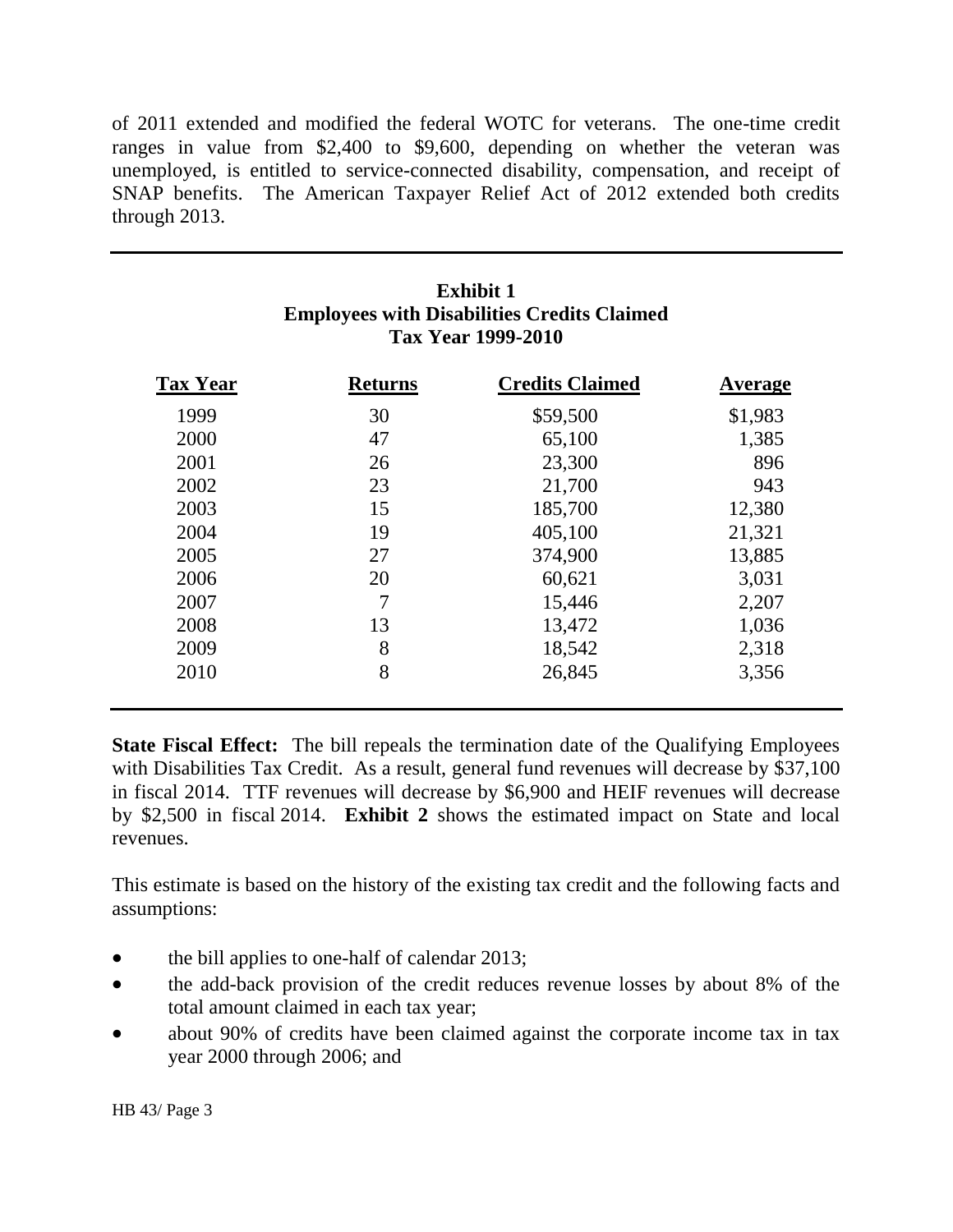of 2011 extended and modified the federal WOTC for veterans. The one-time credit ranges in value from $2,400 to $9,600, depending on whether the veteran was unemployed, is entitled to service-connected disability, compensation, and receipt of SNAP benefits. The American Taxpayer Relief Act of 2012 extended both credits through 2013.

**Exhibit 1**
**Employees with Disabilities Credits Claimed**
**Tax Year 1999-2010**

| Tax Year | Returns | Credits Claimed | Average |
|---|---|---|---|
| 1999 | 30 | $59,500 | $1,983 |
| 2000 | 47 | 65,100 | 1,385 |
| 2001 | 26 | 23,300 | 896 |
| 2002 | 23 | 21,700 | 943 |
| 2003 | 15 | 185,700 | 12,380 |
| 2004 | 19 | 405,100 | 21,321 |
| 2005 | 27 | 374,900 | 13,885 |
| 2006 | 20 | 60,621 | 3,031 |
| 2007 | 7 | 15,446 | 2,207 |
| 2008 | 13 | 13,472 | 1,036 |
| 2009 | 8 | 18,542 | 2,318 |
| 2010 | 8 | 26,845 | 3,356 |

**State Fiscal Effect:** The bill repeals the termination date of the Qualifying Employees with Disabilities Tax Credit. As a result, general fund revenues will decrease by $37,100 in fiscal 2014. TTF revenues will decrease by $6,900 and HEIF revenues will decrease by $2,500 in fiscal 2014. **Exhibit 2** shows the estimated impact on State and local revenues.

This estimate is based on the history of the existing tax credit and the following facts and assumptions:

- the bill applies to one-half of calendar 2013;
- the add-back provision of the credit reduces revenue losses by about 8% of the total amount claimed in each tax year;
- about 90% of credits have been claimed against the corporate income tax in tax year 2000 through 2006; and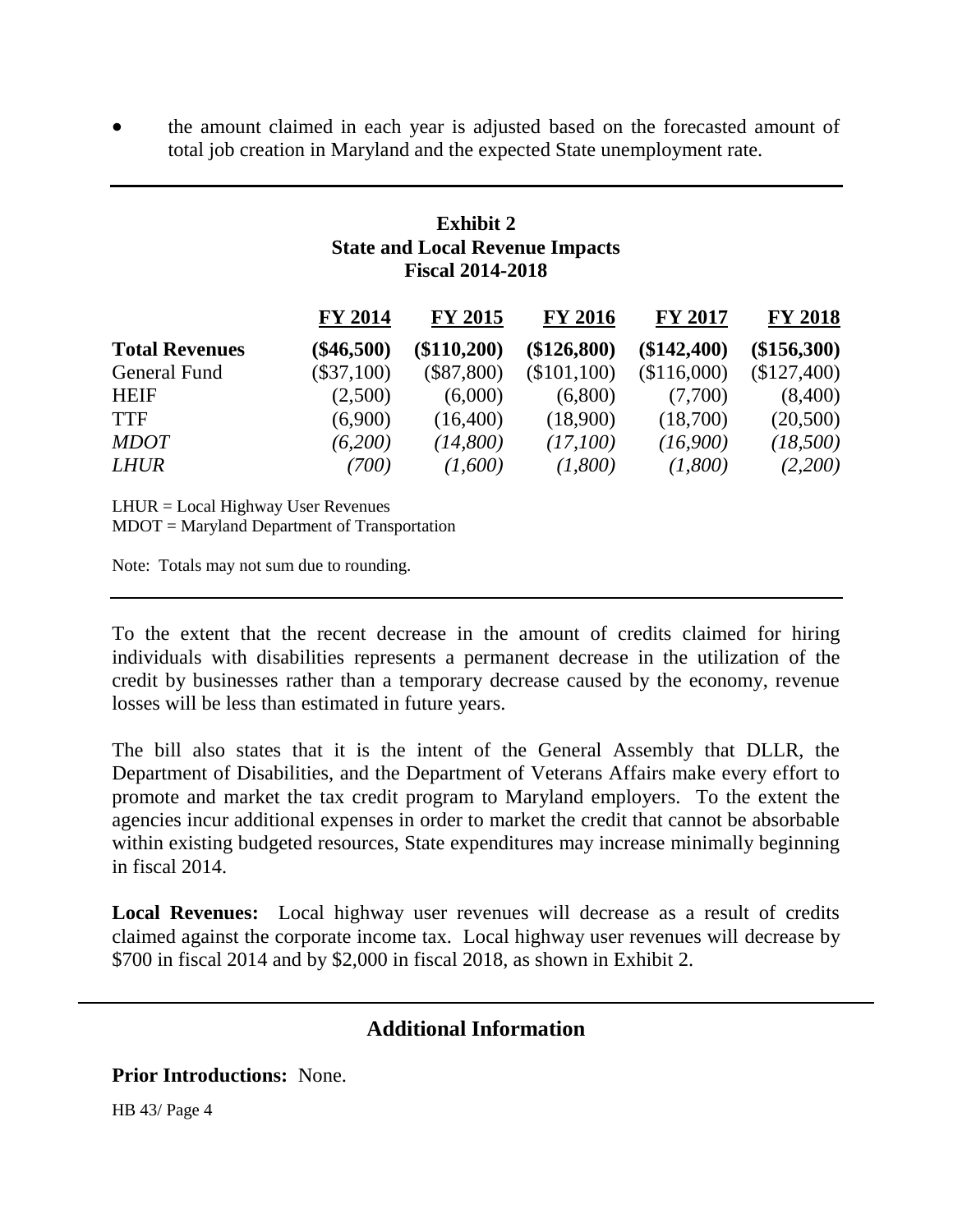- the amount claimed in each year is adjusted based on the forecasted amount of total job creation in Maryland and the expected State unemployment rate.

**Exhibit 2**
**State and Local Revenue Impacts**
**Fiscal 2014-2018**

| | FY 2014 | FY 2015 | FY 2016 | FY 2017 | FY 2018 |
|---|---|---|---|---|---|
| **Total Revenues** | **($46,500)** | **($110,200)** | **($126,800)** | **($142,400)** | **($156,300)** |
| General Fund | ($37,100) | ($87,800) | ($101,100) | ($116,000) | ($127,400) |
| HEIF | (2,500) | (6,000) | (6,800) | (7,700) | (8,400) |
| TTF | (6,900) | (16,400) | (18,900) | (18,700) | (20,500) |
| *MDOT* | *(6,200)* | *(14,800)* | *(17,100)* | *(16,900)* | *(18,500)* |
| *LHUR* | *(700)* | *(1,600)* | *(1,800)* | *(1,800)* | *(2,200)* |

LHUR = Local Highway User Revenues
MDOT = Maryland Department of Transportation

Note: Totals may not sum due to rounding.

To the extent that the recent decrease in the amount of credits claimed for hiring individuals with disabilities represents a permanent decrease in the utilization of the credit by businesses rather than a temporary decrease caused by the economy, revenue losses will be less than estimated in future years.

The bill also states that it is the intent of the General Assembly that DLLR, the Department of Disabilities, and the Department of Veterans Affairs make every effort to promote and market the tax credit program to Maryland employers. To the extent the agencies incur additional expenses in order to market the credit that cannot be absorbable within existing budgeted resources, State expenditures may increase minimally beginning in fiscal 2014.

**Local Revenues:** Local highway user revenues will decrease as a result of credits claimed against the corporate income tax. Local highway user revenues will decrease by $700 in fiscal 2014 and by $2,000 in fiscal 2018, as shown in Exhibit 2.

## Additional Information

**Prior Introductions:** None.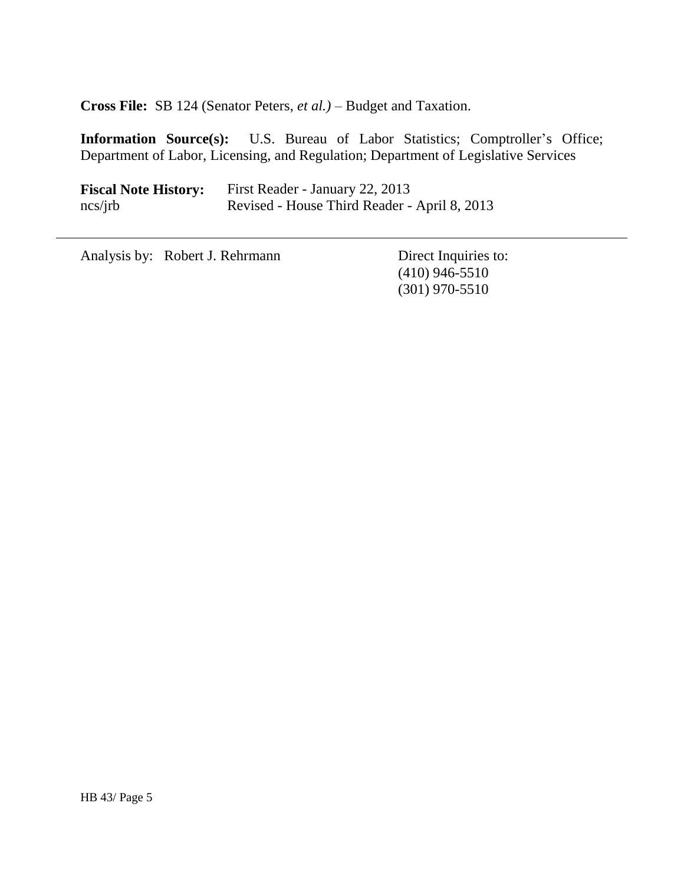**Cross File:** SB 124 (Senator Peters, *et al.)* – Budget and Taxation.

**Information Source(s):** U.S. Bureau of Labor Statistics; Comptroller's Office; Department of Labor, Licensing, and Regulation; Department of Legislative Services

| | |
|---|---|
| **Fiscal Note History:** | First Reader - January 22, 2013 |
| ncs/jrb | Revised - House Third Reader - April 8, 2013 |

---

Analysis by: Robert J. Rehrmann

Direct Inquiries to:
(410) 946-5510
(301) 970-5510